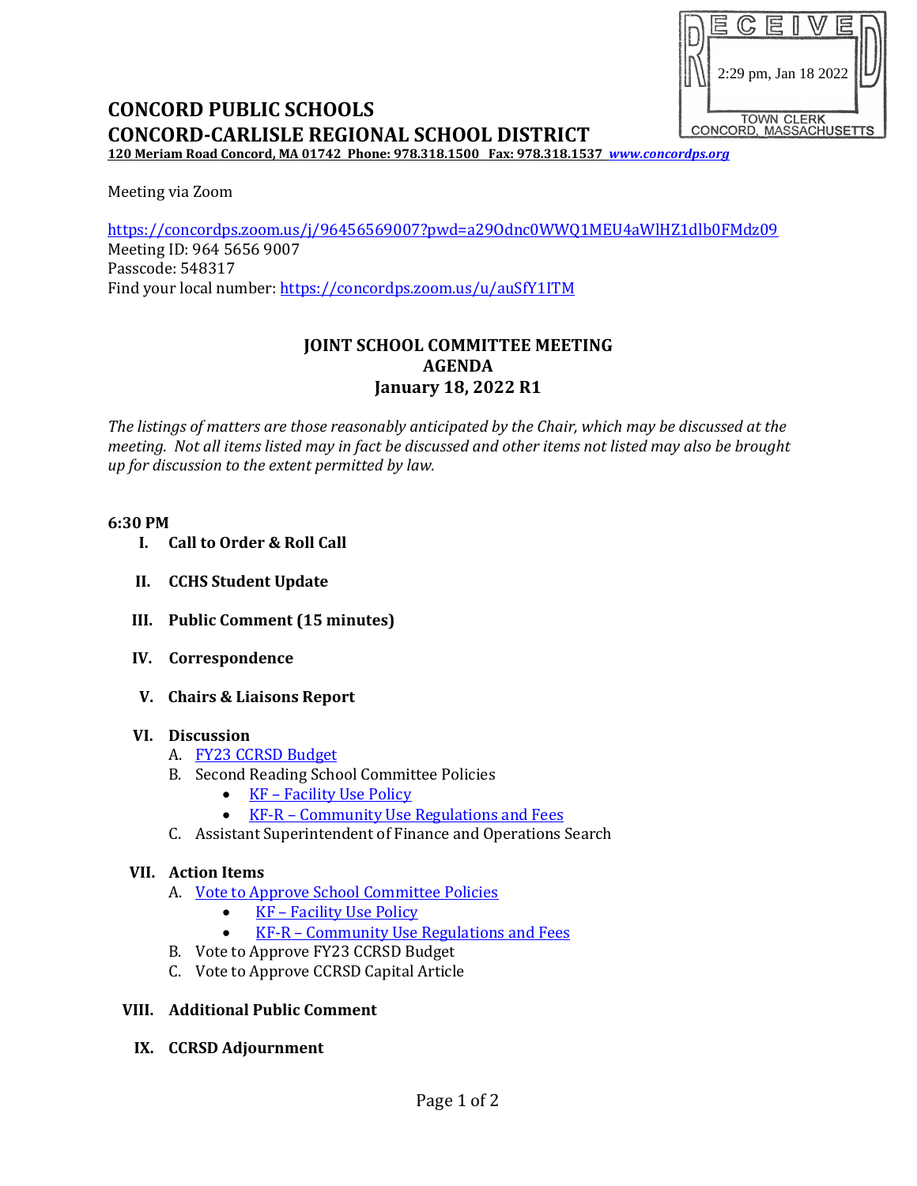RECEIVED
2:29 pm, Jan 18 2022
TOWN CLERK
CONCORD, MASSACHUSETTS

# CONCORD PUBLIC SCHOOLS
# CONCORD-CARLISLE REGIONAL SCHOOL DISTRICT

**120 Meriam Road Concord, MA 01742 Phone: 978.318.1500 Fax: 978.318.1537 *www.concordps.org***

Meeting via Zoom

https://concordps.zoom.us/j/96456569007?pwd=a29Odnc0WWQ1MEU4aWlHZ1dlb0FMdz09
Meeting ID: 964 5656 9007
Passcode: 548317
Find your local number: https://concordps.zoom.us/u/auSfY1ITM

## JOINT SCHOOL COMMITTEE MEETING
## AGENDA
## January 18, 2022 R1

*The listings of matters are those reasonably anticipated by the Chair, which may be discussed at the meeting. Not all items listed may in fact be discussed and other items not listed may also be brought up for discussion to the extent permitted by law.*

**6:30 PM**

I. **Call to Order & Roll Call**

II. **CCHS Student Update**

III. **Public Comment (15 minutes)**

IV. **Correspondence**

V. **Chairs & Liaisons Report**

VI. **Discussion**
   A. FY23 CCRSD Budget
   B. Second Reading School Committee Policies
      - KF – Facility Use Policy
      - KF-R – Community Use Regulations and Fees
   C. Assistant Superintendent of Finance and Operations Search

VII. **Action Items**
   A. Vote to Approve School Committee Policies
      - KF – Facility Use Policy
      - KF-R – Community Use Regulations and Fees
   B. Vote to Approve FY23 CCRSD Budget
   C. Vote to Approve CCRSD Capital Article

VIII. **Additional Public Comment**

IX. **CCRSD Adjournment**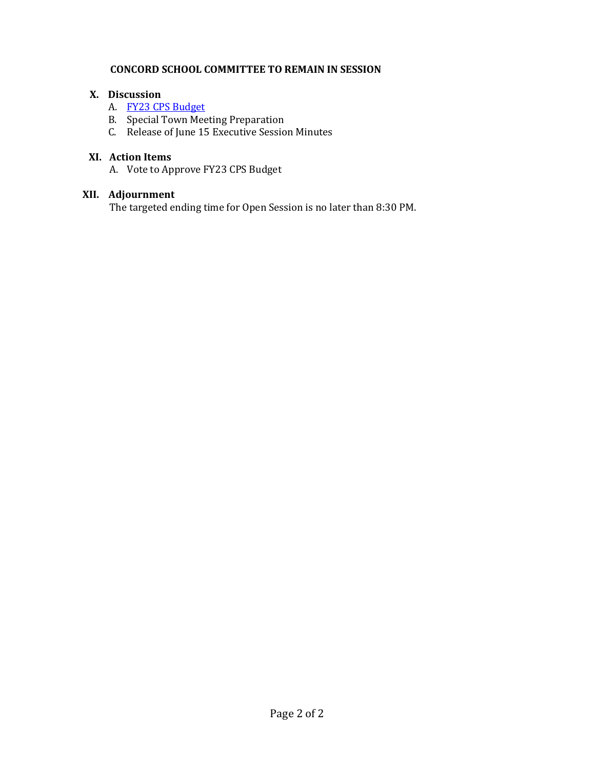**CONCORD SCHOOL COMMITTEE TO REMAIN IN SESSION**

**X. Discussion**

A. FY23 CPS Budget
B. Special Town Meeting Preparation
C. Release of June 15 Executive Session Minutes

**XI. Action Items**

A. Vote to Approve FY23 CPS Budget

**XII. Adjournment**

The targeted ending time for Open Session is no later than 8:30 PM.